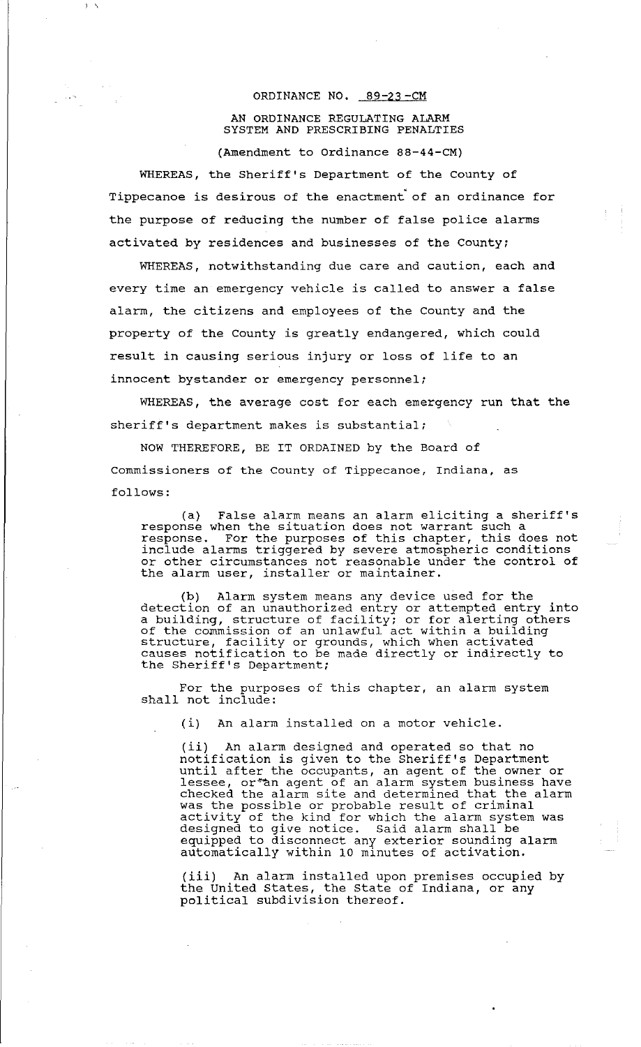ORDINANCE NO. 89-23-CM

AN ORDINANCE REGULATING ALARM SYSTEM AND PRESCRIBING PENALTIES

(Amendment to Ordinance 88-44-CM)

WHEREAS, the Sheriff's Department of the County of Tippecanoe is desirous of the enactment of an ordinance for the purpose of reducing the number of false police alarms activated by residences and businesses of the County;

WHEREAS, notwithstanding due care and caution, each and every time an emergency vehicle is called to answer a false alarm, the citizens and employees of the County and the property of the County is greatly endangered, which could result in causing serious injury or loss of life to an innocent bystander or emergency personnel;

WHEREAS, the average cost for each emergency run that the sheriff's department makes is substantial;

NOW THEREFORE, BE IT ORDAINED by the Board of Commissioners of the County of Tippecanoe, Indiana, as follows:

(a) False alarm means an alarm eliciting a sheriff's response when the situation does not warrant such a response. For the purposes of this chapter, this does not include alarms triggered by severe atmospheric conditions or other circumstances not reasonable under the control of the alarm user, installer or maintainer.

(b) Alarm system means any device used for the detection of an unauthorized entry or attempted entry into a building, structure of facility; or for alerting others of the commission of an unlawful act within a building structure, facility or grounds, which when activated causes notification to be made directly or indirectly to the Sheriff's Department;

For the purposes of this chapter, an alarm system shall not include:

(i) An alarm installed on a motor vehicle.

(ii) An alarm designed and operated so that no notification is given to the Sheriff's Department until after the occupants, an agent of the owner or lessee, or an agent of an alarm system business have checked the alarm site and determined that the alarm was the possible or probable result of criminal activity of the kind for which the alarm system was designed to give notice. Said alarm shall be equipped to disconnect any exterior sounding alarm automatically within 10 minutes of activation.

(iii) An alarm installed upon premises occupied by the United States, the State of Indiana, or any political subdivision thereof.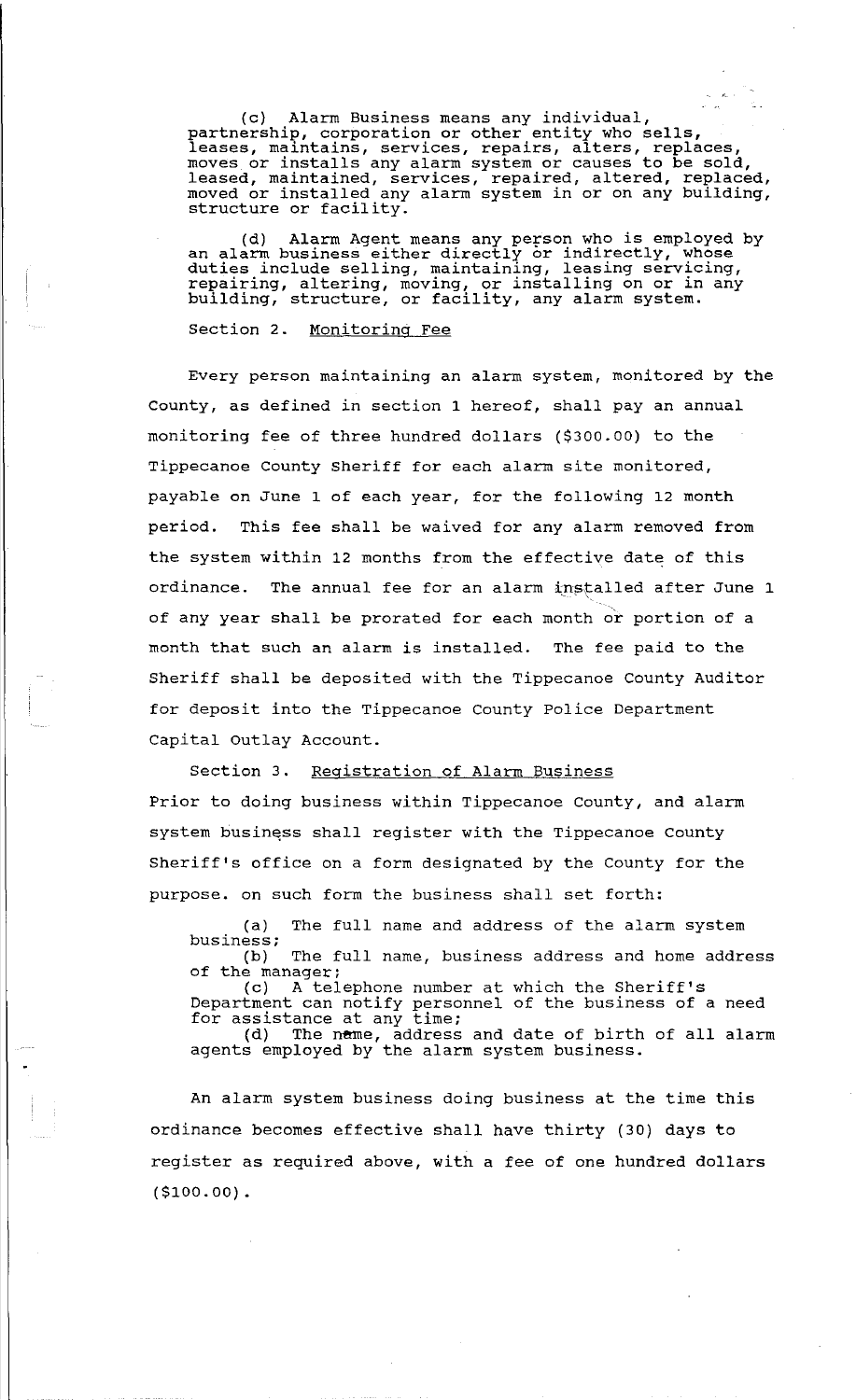(c) Alarm Business means any individual, partnership, corporation or other entity who sells, leases, maintains, services, repairs, alters, replaces, moves or installs any alarm system or causes to be sold, leased, maintained, services, repaired, altered, replaced, moved or installed any alarm system in or on any building, structure or facility.

(d) Alarm Agent means any person who is employed by an alarm business either directly or indirectly, whose duties include selling, maintaining, leasing servicing, repairing, altering, moving, or installing on or in any building, structure, or facility, any alarm system.

Section 2. Monitoring Fee

Every person maintaining an alarm system, monitored by the County, as defined in section 1 hereof, shall pay an annual monitoring fee of three hundred dollars ($300.00) to the Tippecanoe County Sheriff for each alarm site monitored, payable on June 1 of each year, for the following 12 month period. This fee shall be waived for any alarm removed from the system within 12 months from the effective date of this ordinance. The annual fee for an alarm installed after June 1 of any year shall be prorated for each month or portion of a month that such an alarm is installed. The fee paid to the Sheriff shall be deposited with the Tippecanoe County Auditor for deposit into the Tippecanoe County Police Department Capital Outlay Account.

Section 3. Registration of Alarm Business

Prior to doing business within Tippecanoe County, and alarm system business shall register with the Tippecanoe County Sheriff's office on a form designated by the County for the purpose. on such form the business shall set forth:

(a) The full name and address of the alarm system business;

(b) The full name, business address and home address of the manager;

(c) A telephone number at which the Sheriff's Department can notify personnel of the business of a need for assistance at any time;

(d) The name, address and date of birth of all alarm agents employed by the alarm system business.

An alarm system business doing business at the time this ordinance becomes effective shall have thirty (30) days to register as required above, with a fee of one hundred dollars ($100.00).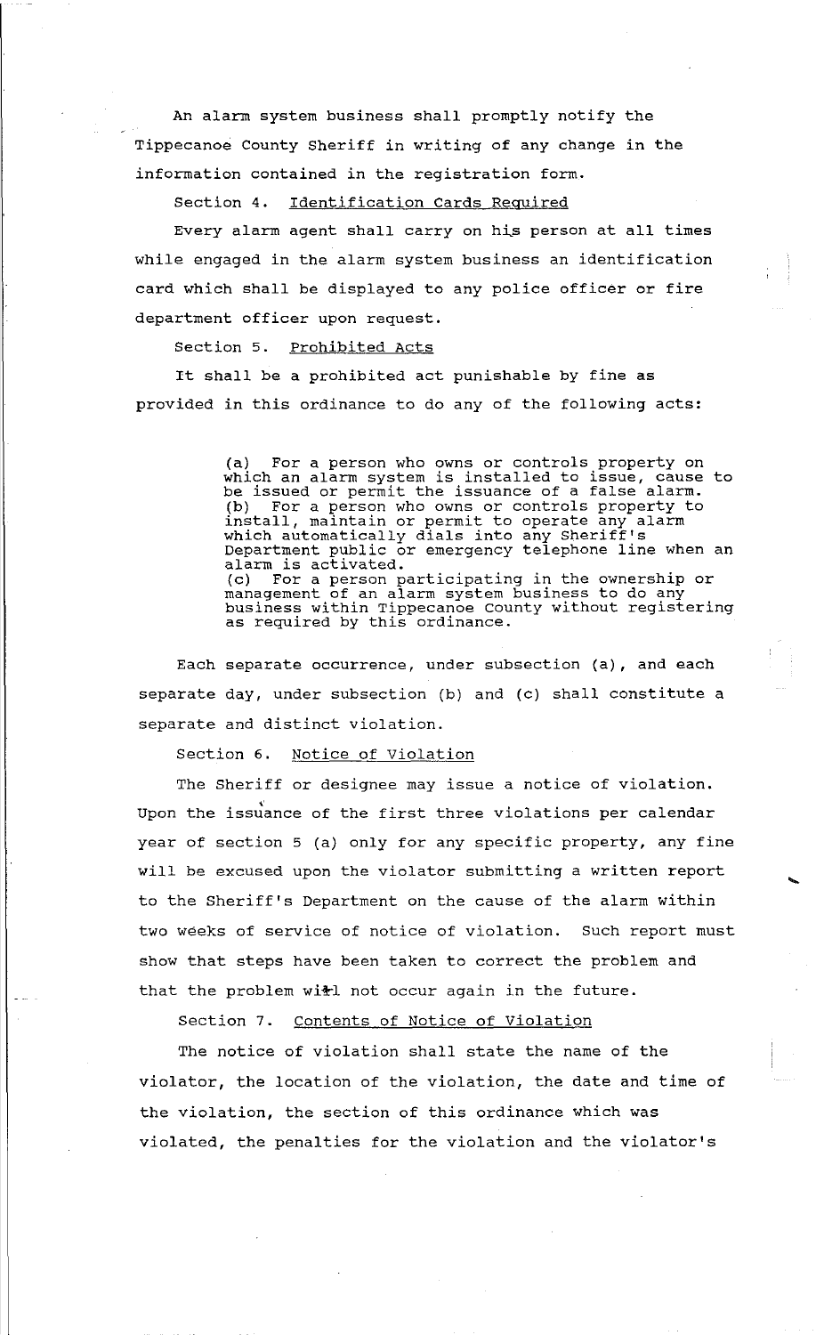An alarm system business shall promptly notify the Tippecanoe County Sheriff in writing of any change in the information contained in the registration form.

Section 4. Identification Cards Required

Every alarm agent shall carry on his person at all times while engaged in the alarm system business an identification card which shall be displayed to any police officer or fire department officer upon request.

Section 5. Prohibited Acts

It shall be a prohibited act punishable by fine as provided in this ordinance to do any of the following acts:

> (a) For a person who owns or controls property on which an alarm system is installed to issue, cause to be issued or permit the issuance of a false alarm.
> (b) For a person who owns or controls property to install, maintain or permit to operate any alarm which automatically dials into any Sheriff's Department public or emergency telephone line when an alarm is activated.
> (c) For a person participating in the ownership or management of an alarm system business to do any business within Tippecanoe County without registering as required by this ordinance.

Each separate occurrence, under subsection (a), and each separate day, under subsection (b) and (c) shall constitute a separate and distinct violation.

Section 6. Notice of Violation

The Sheriff or designee may issue a notice of violation. Upon the issuance of the first three violations per calendar year of section 5 (a) only for any specific property, any fine will be excused upon the violator submitting a written report to the Sheriff's Department on the cause of the alarm within two weeks of service of notice of violation. Such report must show that steps have been taken to correct the problem and that the problem will not occur again in the future.

Section 7. Contents of Notice of Violation

The notice of violation shall state the name of the violator, the location of the violation, the date and time of the violation, the section of this ordinance which was violated, the penalties for the violation and the violator's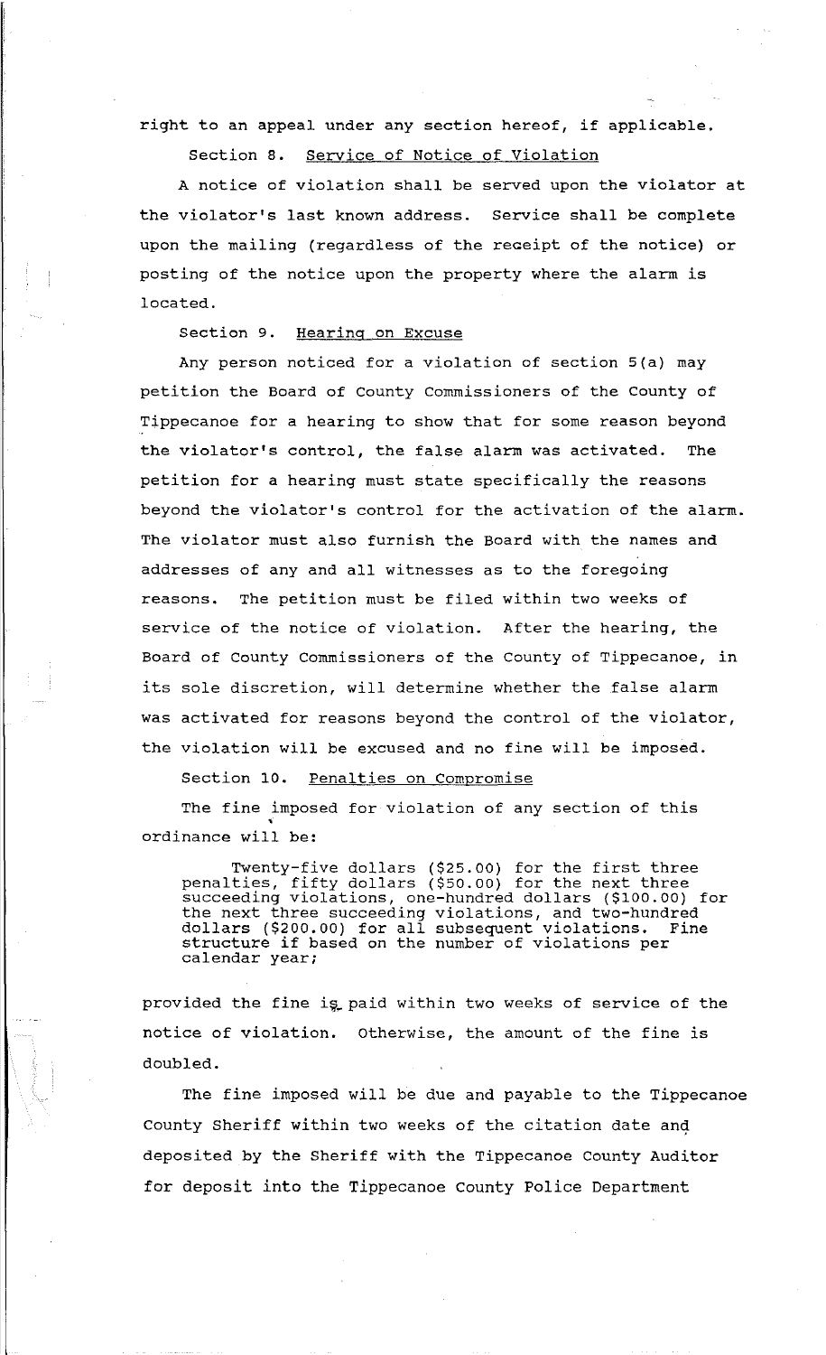right to an appeal under any section hereof, if applicable.

Section 8. Service of Notice of Violation

A notice of violation shall be served upon the violator at the violator's last known address. Service shall be complete upon the mailing (regardless of the receipt of the notice) or posting of the notice upon the property where the alarm is located.

Section 9. Hearing on Excuse

Any person noticed for a violation of section 5(a) may petition the Board of County Commissioners of the County of Tippecanoe for a hearing to show that for some reason beyond the violator's control, the false alarm was activated. The petition for a hearing must state specifically the reasons beyond the violator's control for the activation of the alarm. The violator must also furnish the Board with the names and addresses of any and all witnesses as to the foregoing reasons. The petition must be filed within two weeks of service of the notice of violation. After the hearing, the Board of County Commissioners of the County of Tippecanoe, in its sole discretion, will determine whether the false alarm was activated for reasons beyond the control of the violator, the violation will be excused and no fine will be imposed.

Section 10. Penalties on Compromise

The fine imposed for violation of any section of this ordinance will be:

> Twenty-five dollars ($25.00) for the first three penalties, fifty dollars ($50.00) for the next three succeeding violations, one-hundred dollars ($100.00) for the next three succeeding violations, and two-hundred dollars ($200.00) for all subsequent violations. Fine structure if based on the number of violations per calendar year;

provided the fine is paid within two weeks of service of the notice of violation. Otherwise, the amount of the fine is doubled.

The fine imposed will be due and payable to the Tippecanoe County Sheriff within two weeks of the citation date and deposited by the Sheriff with the Tippecanoe County Auditor for deposit into the Tippecanoe County Police Department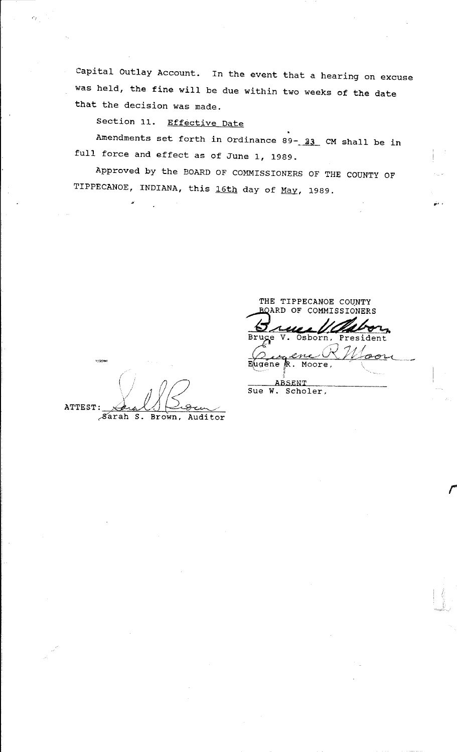Capital Outlay Account. In the event that a hearing on excuse was held, the fine will be due within two weeks of the date that the decision was made.

Section 11. Effective Date

Amendments set forth in Ordinance 89-_23_ CM shall be in full force and effect as of June 1, 1989.

Approved by the BOARD OF COMMISSIONERS OF THE COUNTY OF TIPPECANOE, INDIANA, this 16th day of May, 1989.

THE TIPPECANOE COUNTY BOARD OF COMMISSIONERS

Bruce V. Osborn, President

Eugene R. Moore,

ABSENT
Sue W. Scholer,

ATTEST: 
Sarah S. Brown, Auditor